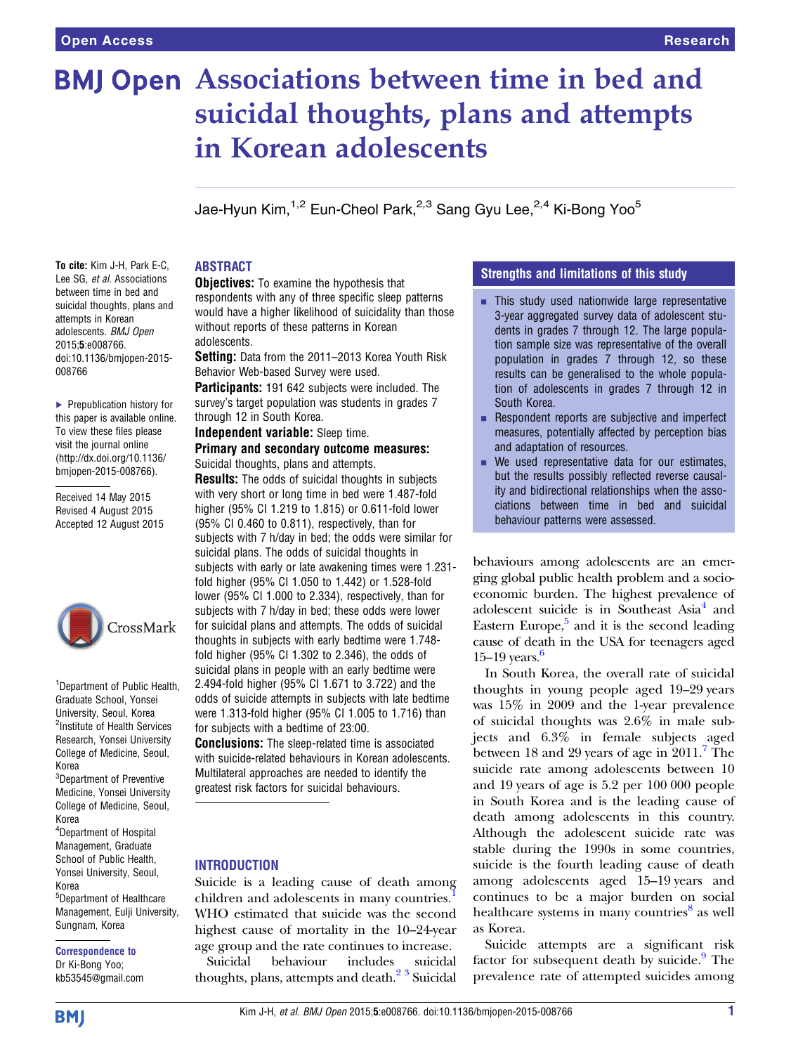Open Access

Research

# Associations between time in bed and suicidal thoughts, plans and attempts in Korean adolescents

Jae-Hyun Kim,[1,2] Eun-Cheol Park,[2,3] Sang Gyu Lee,[2,4] Ki-Bong Yoo[5]

**To cite:** Kim J-H, Park E-C, Lee SG, *et al*. Associations between time in bed and suicidal thoughts, plans and attempts in Korean adolescents. *BMJ Open* 2015;5:e008766. doi:10.1136/bmjopen-2015-008766

▸ Prepublication history for this paper is available online. To view these files please visit the journal online (http://dx.doi.org/10.1136/bmjopen-2015-008766).

Received 14 May 2015
Revised 4 August 2015
Accepted 12 August 2015

[1]Department of Public Health, Graduate School, Yonsei University, Seoul, Korea
[2]Institute of Health Services Research, Yonsei University College of Medicine, Seoul, Korea
[3]Department of Preventive Medicine, Yonsei University College of Medicine, Seoul, Korea
[4]Department of Hospital Management, Graduate School of Public Health, Yonsei University, Seoul, Korea
[5]Department of Healthcare Management, Eulji University, Sungnam, Korea

**Correspondence to**
Dr Ki-Bong Yoo;
kb53545@gmail.com

## ABSTRACT

**Objectives:** To examine the hypothesis that respondents with any of three specific sleep patterns would have a higher likelihood of suicidality than those without reports of these patterns in Korean adolescents.

**Setting:** Data from the 2011–2013 Korea Youth Risk Behavior Web-based Survey were used.

**Participants:** 191 642 subjects were included. The survey's target population was students in grades 7 through 12 in South Korea.

**Independent variable:** Sleep time.

**Primary and secondary outcome measures:** Suicidal thoughts, plans and attempts.

**Results:** The odds of suicidal thoughts in subjects with very short or long time in bed were 1.487-fold higher (95% CI 1.219 to 1.815) or 0.611-fold lower (95% CI 0.460 to 0.811), respectively, than for subjects with 7 h/day in bed; the odds were similar for suicidal plans. The odds of suicidal thoughts in subjects with early or late awakening times were 1.231-fold higher (95% CI 1.050 to 1.442) or 1.528-fold lower (95% CI 1.000 to 2.334), respectively, than for subjects with 7 h/day in bed; these odds were lower for suicidal plans and attempts. The odds of suicidal thoughts in subjects with early bedtime were 1.748-fold higher (95% CI 1.302 to 2.346), the odds of suicidal plans in people with an early bedtime were 2.494-fold higher (95% CI 1.671 to 3.722) and the odds of suicide attempts in subjects with late bedtime were 1.313-fold higher (95% CI 1.005 to 1.716) than for subjects with a bedtime of 23:00.

**Conclusions:** The sleep-related time is associated with suicide-related behaviours in Korean adolescents. Multilateral approaches are needed to identify the greatest risk factors for suicidal behaviours.

## Strengths and limitations of this study

- This study used nationwide large representative 3-year aggregated survey data of adolescent students in grades 7 through 12. The large population sample size was representative of the overall population in grades 7 through 12, so these results can be generalised to the whole population of adolescents in grades 7 through 12 in South Korea.
- Respondent reports are subjective and imperfect measures, potentially affected by perception bias and adaptation of resources.
- We used representative data for our estimates, but the results possibly reflected reverse causality and bidirectional relationships when the associations between time in bed and suicidal behaviour patterns were assessed.

## INTRODUCTION

Suicide is a leading cause of death among children and adolescents in many countries.[1] WHO estimated that suicide was the second highest cause of mortality in the 10–24-year age group and the rate continues to increase.

Suicidal behaviour includes suicidal thoughts, plans, attempts and death.[2,3] Suicidal behaviours among adolescents are an emerging global public health problem and a socioeconomic burden. The highest prevalence of adolescent suicide is in Southeast Asia[4] and Eastern Europe,[5] and it is the second leading cause of death in the USA for teenagers aged 15–19 years.[6]

In South Korea, the overall rate of suicidal thoughts in young people aged 19–29 years was 15% in 2009 and the 1-year prevalence of suicidal thoughts was 2.6% in male subjects and 6.3% in female subjects aged between 18 and 29 years of age in 2011.[7] The suicide rate among adolescents between 10 and 19 years of age is 5.2 per 100 000 people in South Korea and is the leading cause of death among adolescents in this country. Although the adolescent suicide rate was stable during the 1990s in some countries, suicide is the fourth leading cause of death among adolescents aged 15–19 years and continues to be a major burden on social healthcare systems in many countries[8] as well as Korea.

Suicide attempts are a significant risk factor for subsequent death by suicide.[9] The prevalence rate of attempted suicides among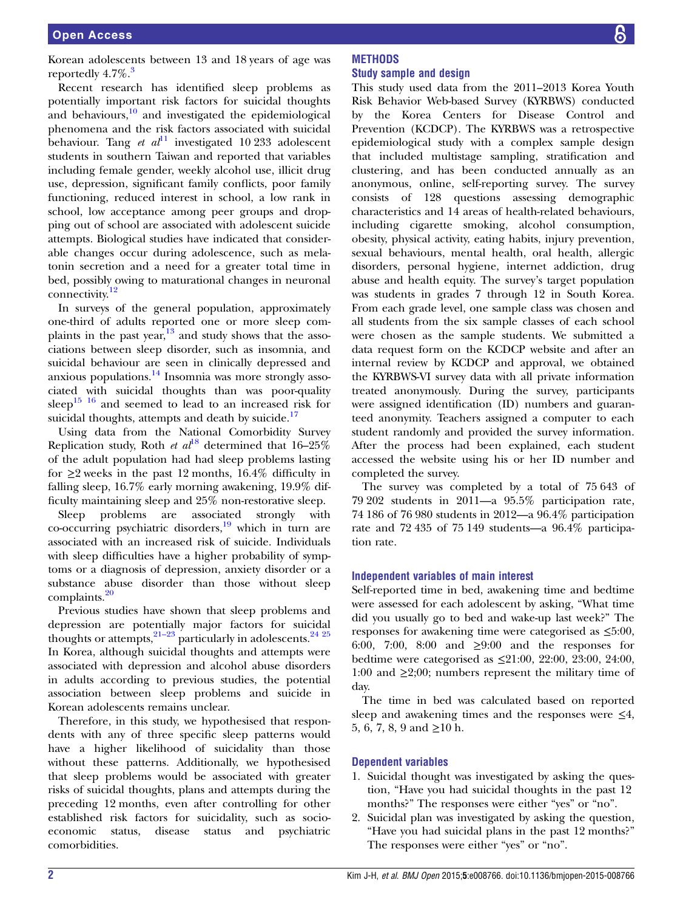Korean adolescents between 13 and 18 years of age was reportedly 4.7%.[3]

Recent research has identified sleep problems as potentially important risk factors for suicidal thoughts and behaviours,[10] and investigated the epidemiological phenomena and the risk factors associated with suicidal behaviour. Tang *et al*[11] investigated 10 233 adolescent students in southern Taiwan and reported that variables including female gender, weekly alcohol use, illicit drug use, depression, significant family conflicts, poor family functioning, reduced interest in school, a low rank in school, low acceptance among peer groups and dropping out of school are associated with adolescent suicide attempts. Biological studies have indicated that considerable changes occur during adolescence, such as melatonin secretion and a need for a greater total time in bed, possibly owing to maturational changes in neuronal connectivity.[12]

In surveys of the general population, approximately one-third of adults reported one or more sleep complaints in the past year,[13] and study shows that the associations between sleep disorder, such as insomnia, and suicidal behaviour are seen in clinically depressed and anxious populations.[14] Insomnia was more strongly associated with suicidal thoughts than was poor-quality sleep[15 16] and seemed to lead to an increased risk for suicidal thoughts, attempts and death by suicide.[17]

Using data from the National Comorbidity Survey Replication study, Roth *et al*[18] determined that 16–25% of the adult population had had sleep problems lasting for ≥2 weeks in the past 12 months, 16.4% difficulty in falling sleep, 16.7% early morning awakening, 19.9% difficulty maintaining sleep and 25% non-restorative sleep.

Sleep problems are associated strongly with co-occurring psychiatric disorders,[19] which in turn are associated with an increased risk of suicide. Individuals with sleep difficulties have a higher probability of symptoms or a diagnosis of depression, anxiety disorder or a substance abuse disorder than those without sleep complaints.[20]

Previous studies have shown that sleep problems and depression are potentially major factors for suicidal thoughts or attempts,[21–23] particularly in adolescents.[24 25] In Korea, although suicidal thoughts and attempts were associated with depression and alcohol abuse disorders in adults according to previous studies, the potential association between sleep problems and suicide in Korean adolescents remains unclear.

Therefore, in this study, we hypothesised that respondents with any of three specific sleep patterns would have a higher likelihood of suicidality than those without these patterns. Additionally, we hypothesised that sleep problems would be associated with greater risks of suicidal thoughts, plans and attempts during the preceding 12 months, even after controlling for other established risk factors for suicidality, such as socioeconomic status, disease status and psychiatric comorbidities.

## METHODS

### Study sample and design

This study used data from the 2011–2013 Korea Youth Risk Behavior Web-based Survey (KYRBWS) conducted by the Korea Centers for Disease Control and Prevention (KCDCP). The KYRBWS was a retrospective epidemiological study with a complex sample design that included multistage sampling, stratification and clustering, and has been conducted annually as an anonymous, online, self-reporting survey. The survey consists of 128 questions assessing demographic characteristics and 14 areas of health-related behaviours, including cigarette smoking, alcohol consumption, obesity, physical activity, eating habits, injury prevention, sexual behaviours, mental health, oral health, allergic disorders, personal hygiene, internet addiction, drug abuse and health equity. The survey's target population was students in grades 7 through 12 in South Korea. From each grade level, one sample class was chosen and all students from the six sample classes of each school were chosen as the sample students. We submitted a data request form on the KCDCP website and after an internal review by KCDCP and approval, we obtained the KYRBWS-VI survey data with all private information treated anonymously. During the survey, participants were assigned identification (ID) numbers and guaranteed anonymity. Teachers assigned a computer to each student randomly and provided the survey information. After the process had been explained, each student accessed the website using his or her ID number and completed the survey.

The survey was completed by a total of 75 643 of 79 202 students in 2011—a 95.5% participation rate, 74 186 of 76 980 students in 2012—a 96.4% participation rate and 72 435 of 75 149 students—a 96.4% participation rate.

### Independent variables of main interest

Self-reported time in bed, awakening time and bedtime were assessed for each adolescent by asking, "What time did you usually go to bed and wake-up last week?" The responses for awakening time were categorised as ≤5:00, 6:00, 7:00, 8:00 and ≥9:00 and the responses for bedtime were categorised as ≤21:00, 22:00, 23:00, 24:00, 1:00 and ≥2;00; numbers represent the military time of day.

The time in bed was calculated based on reported sleep and awakening times and the responses were ≤4, 5, 6, 7, 8, 9 and ≥10 h.

### Dependent variables

1. Suicidal thought was investigated by asking the question, "Have you had suicidal thoughts in the past 12 months?" The responses were either "yes" or "no".
2. Suicidal plan was investigated by asking the question, "Have you had suicidal plans in the past 12 months?" The responses were either "yes" or "no".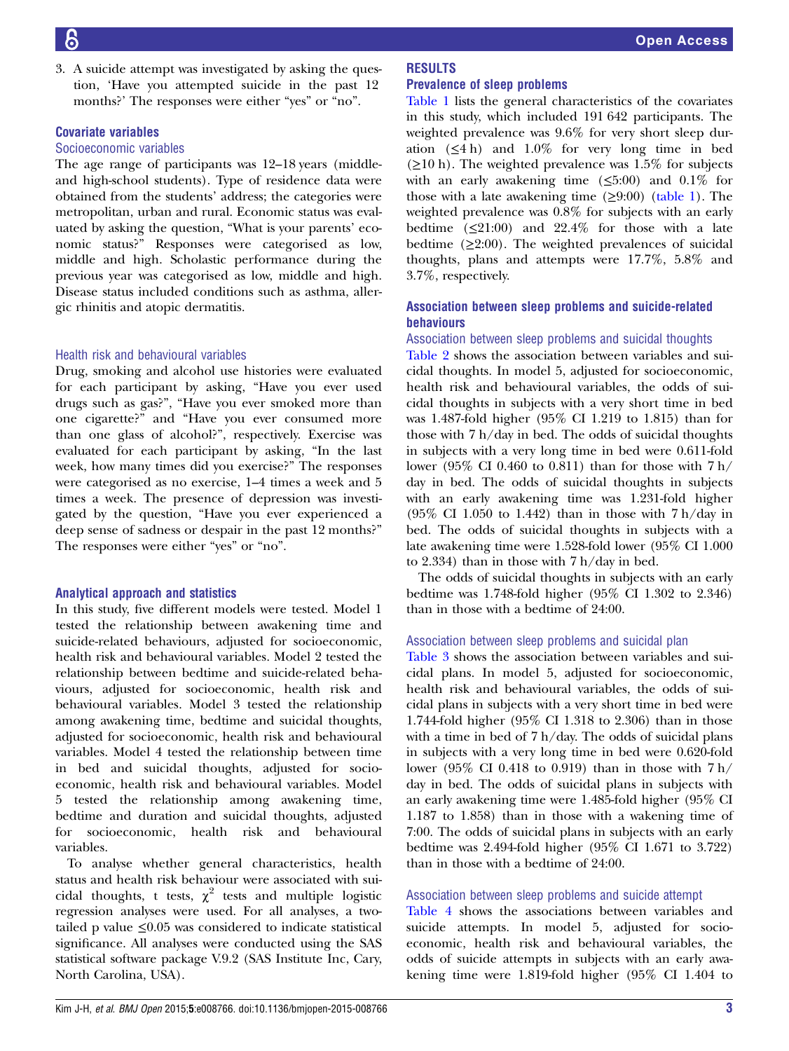3. A suicide attempt was investigated by asking the question, 'Have you attempted suicide in the past 12 months?' The responses were either "yes" or "no".

### Covariate variables

#### Socioeconomic variables

The age range of participants was 12–18 years (middle- and high-school students). Type of residence data were obtained from the students' address; the categories were metropolitan, urban and rural. Economic status was evaluated by asking the question, "What is your parents' economic status?" Responses were categorised as low, middle and high. Scholastic performance during the previous year was categorised as low, middle and high. Disease status included conditions such as asthma, allergic rhinitis and atopic dermatitis.

#### Health risk and behavioural variables

Drug, smoking and alcohol use histories were evaluated for each participant by asking, "Have you ever used drugs such as gas?", "Have you ever smoked more than one cigarette?" and "Have you ever consumed more than one glass of alcohol?", respectively. Exercise was evaluated for each participant by asking, "In the last week, how many times did you exercise?" The responses were categorised as no exercise, 1–4 times a week and 5 times a week. The presence of depression was investigated by the question, "Have you ever experienced a deep sense of sadness or despair in the past 12 months?" The responses were either "yes" or "no".

### Analytical approach and statistics

In this study, five different models were tested. Model 1 tested the relationship between awakening time and suicide-related behaviours, adjusted for socioeconomic, health risk and behavioural variables. Model 2 tested the relationship between bedtime and suicide-related behaviours, adjusted for socioeconomic, health risk and behavioural variables. Model 3 tested the relationship among awakening time, bedtime and suicidal thoughts, adjusted for socioeconomic, health risk and behavioural variables. Model 4 tested the relationship between time in bed and suicidal thoughts, adjusted for socioeconomic, health risk and behavioural variables. Model 5 tested the relationship among awakening time, bedtime and duration and suicidal thoughts, adjusted for socioeconomic, health risk and behavioural variables.

To analyse whether general characteristics, health status and health risk behaviour were associated with suicidal thoughts, t tests, $\chi^2$ tests and multiple logistic regression analyses were used. For all analyses, a two-tailed p value ≤0.05 was considered to indicate statistical significance. All analyses were conducted using the SAS statistical software package V.9.2 (SAS Institute Inc, Cary, North Carolina, USA).

## RESULTS

### Prevalence of sleep problems

Table 1 lists the general characteristics of the covariates in this study, which included 191 642 participants. The weighted prevalence was 9.6% for very short sleep duration (≤4 h) and 1.0% for very long time in bed (≥10 h). The weighted prevalence was 1.5% for subjects with an early awakening time (≤5:00) and 0.1% for those with a late awakening time (≥9:00) (table 1). The weighted prevalence was 0.8% for subjects with an early bedtime (≤21:00) and 22.4% for those with a late bedtime (≥2:00). The weighted prevalences of suicidal thoughts, plans and attempts were 17.7%, 5.8% and 3.7%, respectively.

### Association between sleep problems and suicide-related behaviours

#### Association between sleep problems and suicidal thoughts

Table 2 shows the association between variables and suicidal thoughts. In model 5, adjusted for socioeconomic, health risk and behavioural variables, the odds of suicidal thoughts in subjects with a very short time in bed was 1.487-fold higher (95% CI 1.219 to 1.815) than for those with 7 h/day in bed. The odds of suicidal thoughts in subjects with a very long time in bed were 0.611-fold lower (95% CI 0.460 to 0.811) than for those with 7 h/day in bed. The odds of suicidal thoughts in subjects with an early awakening time was 1.231-fold higher (95% CI 1.050 to 1.442) than in those with 7 h/day in bed. The odds of suicidal thoughts in subjects with a late awakening time were 1.528-fold lower (95% CI 1.000 to 2.334) than in those with 7 h/day in bed.

The odds of suicidal thoughts in subjects with an early bedtime was 1.748-fold higher (95% CI 1.302 to 2.346) than in those with a bedtime of 24:00.

#### Association between sleep problems and suicidal plan

Table 3 shows the association between variables and suicidal plans. In model 5, adjusted for socioeconomic, health risk and behavioural variables, the odds of suicidal plans in subjects with a very short time in bed were 1.744-fold higher (95% CI 1.318 to 2.306) than in those with a time in bed of 7 h/day. The odds of suicidal plans in subjects with a very long time in bed were 0.620-fold lower (95% CI 0.418 to 0.919) than in those with 7 h/day in bed. The odds of suicidal plans in subjects with an early awakening time were 1.485-fold higher (95% CI 1.187 to 1.858) than in those with a wakening time of 7:00. The odds of suicidal plans in subjects with an early bedtime was 2.494-fold higher (95% CI 1.671 to 3.722) than in those with a bedtime of 24:00.

#### Association between sleep problems and suicide attempt

Table 4 shows the associations between variables and suicide attempts. In model 5, adjusted for socioeconomic, health risk and behavioural variables, the odds of suicide attempts in subjects with an early awakening time were 1.819-fold higher (95% CI 1.404 to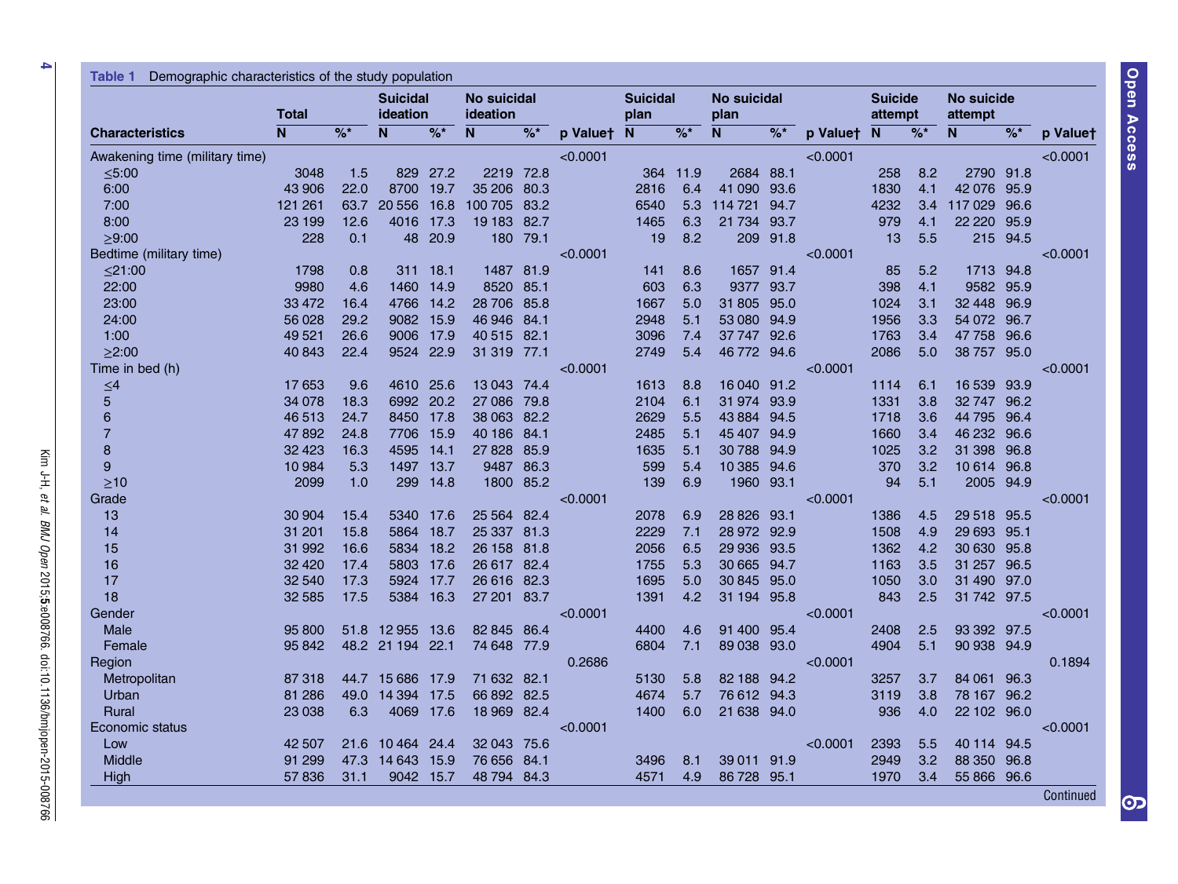**Table 1** Demographic characteristics of the study population

| Characteristics | Total | | Suicidal ideation | | No suicidal ideation | | | Suicidal plan | | No suicidal plan | | | Suicide attempt | | No suicide attempt | | |
|---|---|---|---|---|---|---|---|---|---|---|---|---|---|---|---|---|---|
| | N | %* | N | %* | N | %* | p Value† | N | %* | N | %* | p Value† | N | %* | N | %* | p Value† |
| Awakening time (military time) | | | | | | | <0.0001 | | | | | <0.0001 | | | | | <0.0001 |
| ≤5:00 | 3048 | 1.5 | 829 | 27.2 | 2219 | 72.8 | | 364 | 11.9 | 2684 | 88.1 | | 258 | 8.2 | 2790 | 91.8 | |
| 6:00 | 43 906 | 22.0 | 8700 | 19.7 | 35 206 | 80.3 | | 2816 | 6.4 | 41 090 | 93.6 | | 1830 | 4.1 | 42 076 | 95.9 | |
| 7:00 | 121 261 | 63.7 | 20 556 | 16.8 | 100 705 | 83.2 | | 6540 | 5.3 | 114 721 | 94.7 | | 4232 | 3.4 | 117 029 | 96.6 | |
| 8:00 | 23 199 | 12.6 | 4016 | 17.3 | 19 183 | 82.7 | | 1465 | 6.3 | 21 734 | 93.7 | | 979 | 4.1 | 22 220 | 95.9 | |
| ≥9:00 | 228 | 0.1 | 48 | 20.9 | 180 | 79.1 | | 19 | 8.2 | 209 | 91.8 | | 13 | 5.5 | 215 | 94.5 | |
| Bedtime (military time) | | | | | | | <0.0001 | | | | | <0.0001 | | | | | <0.0001 |
| ≤21:00 | 1798 | 0.8 | 311 | 18.1 | 1487 | 81.9 | | 141 | 8.6 | 1657 | 91.4 | | 85 | 5.2 | 1713 | 94.8 | |
| 22:00 | 9980 | 4.6 | 1460 | 14.9 | 8520 | 85.1 | | 603 | 6.3 | 9377 | 93.7 | | 398 | 4.1 | 9582 | 95.9 | |
| 23:00 | 33 472 | 16.4 | 4766 | 14.2 | 28 706 | 85.8 | | 1667 | 5.0 | 31 805 | 95.0 | | 1024 | 3.1 | 32 448 | 96.9 | |
| 24:00 | 56 028 | 29.2 | 9082 | 15.9 | 46 946 | 84.1 | | 2948 | 5.1 | 53 080 | 94.9 | | 1956 | 3.3 | 54 072 | 96.7 | |
| 1:00 | 49 521 | 26.6 | 9006 | 17.9 | 40 515 | 82.1 | | 3096 | 7.4 | 37 747 | 92.6 | | 1763 | 3.4 | 47 758 | 96.6 | |
| ≥2:00 | 40 843 | 22.4 | 9524 | 22.9 | 31 319 | 77.1 | | 2749 | 5.4 | 46 772 | 94.6 | | 2086 | 5.0 | 38 757 | 95.0 | |
| Time in bed (h) | | | | | | | <0.0001 | | | | | <0.0001 | | | | | <0.0001 |
| ≤4 | 17 653 | 9.6 | 4610 | 25.6 | 13 043 | 74.4 | | 1613 | 8.8 | 16 040 | 91.2 | | 1114 | 6.1 | 16 539 | 93.9 | |
| 5 | 34 078 | 18.3 | 6992 | 20.2 | 27 086 | 79.8 | | 2104 | 6.1 | 31 974 | 93.9 | | 1331 | 3.8 | 32 747 | 96.2 | |
| 6 | 46 513 | 24.7 | 8450 | 17.8 | 38 063 | 82.2 | | 2629 | 5.5 | 43 884 | 94.5 | | 1718 | 3.6 | 44 795 | 96.4 | |
| 7 | 47 892 | 24.8 | 7706 | 15.9 | 40 186 | 84.1 | | 2485 | 5.1 | 45 407 | 94.9 | | 1660 | 3.4 | 46 232 | 96.6 | |
| 8 | 32 423 | 16.3 | 4595 | 14.1 | 27 828 | 85.9 | | 1635 | 5.1 | 30 788 | 94.9 | | 1025 | 3.2 | 31 398 | 96.8 | |
| 9 | 10 984 | 5.3 | 1497 | 13.7 | 9487 | 86.3 | | 599 | 5.4 | 10 385 | 94.6 | | 370 | 3.2 | 10 614 | 96.8 | |
| ≥10 | 2099 | 1.0 | 299 | 14.8 | 1800 | 85.2 | | 139 | 6.9 | 1960 | 93.1 | | 94 | 5.1 | 2005 | 94.9 | |
| Grade | | | | | | | <0.0001 | | | | | <0.0001 | | | | | <0.0001 |
| 13 | 30 904 | 15.4 | 5340 | 17.6 | 25 564 | 82.4 | | 2078 | 6.9 | 28 826 | 93.1 | | 1386 | 4.5 | 29 518 | 95.5 | |
| 14 | 31 201 | 15.8 | 5864 | 18.7 | 25 337 | 81.3 | | 2229 | 7.1 | 28 972 | 92.9 | | 1508 | 4.9 | 29 693 | 95.1 | |
| 15 | 31 992 | 16.6 | 5834 | 18.2 | 26 158 | 81.8 | | 2056 | 6.5 | 29 936 | 93.5 | | 1362 | 4.2 | 30 630 | 95.8 | |
| 16 | 32 420 | 17.4 | 5803 | 17.6 | 26 617 | 82.4 | | 1755 | 5.3 | 30 665 | 94.7 | | 1163 | 3.5 | 31 257 | 96.5 | |
| 17 | 32 540 | 17.3 | 5924 | 17.7 | 26 616 | 82.3 | | 1695 | 5.0 | 30 845 | 95.0 | | 1050 | 3.0 | 31 490 | 97.0 | |
| 18 | 32 585 | 17.5 | 5384 | 16.3 | 27 201 | 83.7 | | 1391 | 4.2 | 31 194 | 95.8 | | 843 | 2.5 | 31 742 | 97.5 | |
| Gender | | | | | | | <0.0001 | | | | | <0.0001 | | | | | <0.0001 |
| Male | 95 800 | 51.8 | 12 955 | 13.6 | 82 845 | 86.4 | | 4400 | 4.6 | 91 400 | 95.4 | | 2408 | 2.5 | 93 392 | 97.5 | |
| Female | 95 842 | 48.2 | 21 194 | 22.1 | 74 648 | 77.9 | | 6804 | 7.1 | 89 038 | 93.0 | | 4904 | 5.1 | 90 938 | 94.9 | |
| Region | | | | | | | 0.2686 | | | | | <0.0001 | | | | | 0.1894 |
| Metropolitan | 87 318 | 44.7 | 15 686 | 17.9 | 71 632 | 82.1 | | 5130 | 5.8 | 82 188 | 94.2 | | 3257 | 3.7 | 84 061 | 96.3 | |
| Urban | 81 286 | 49.0 | 14 394 | 17.5 | 66 892 | 82.5 | | 4674 | 5.7 | 76 612 | 94.3 | | 3119 | 3.8 | 78 167 | 96.2 | |
| Rural | 23 038 | 6.3 | 4069 | 17.6 | 18 969 | 82.4 | | 1400 | 6.0 | 21 638 | 94.0 | | 936 | 4.0 | 22 102 | 96.0 | |
| Economic status | | | | | | | <0.0001 | | | | | | | | | | <0.0001 |
| Low | 42 507 | 21.6 | 10 464 | 24.4 | 32 043 | 75.6 | | | | | | <0.0001 | 2393 | 5.5 | 40 114 | 94.5 | |
| Middle | 91 299 | 47.3 | 14 643 | 15.9 | 76 656 | 84.1 | | 3496 | 8.1 | 39 011 | 91.9 | | 2949 | 3.2 | 88 350 | 96.8 | |
| High | 57 836 | 31.1 | 9042 | 15.7 | 48 794 | 84.3 | | 4571 | 4.9 | 86 728 | 95.1 | | 1970 | 3.4 | 55 866 | 96.6 | |

Continued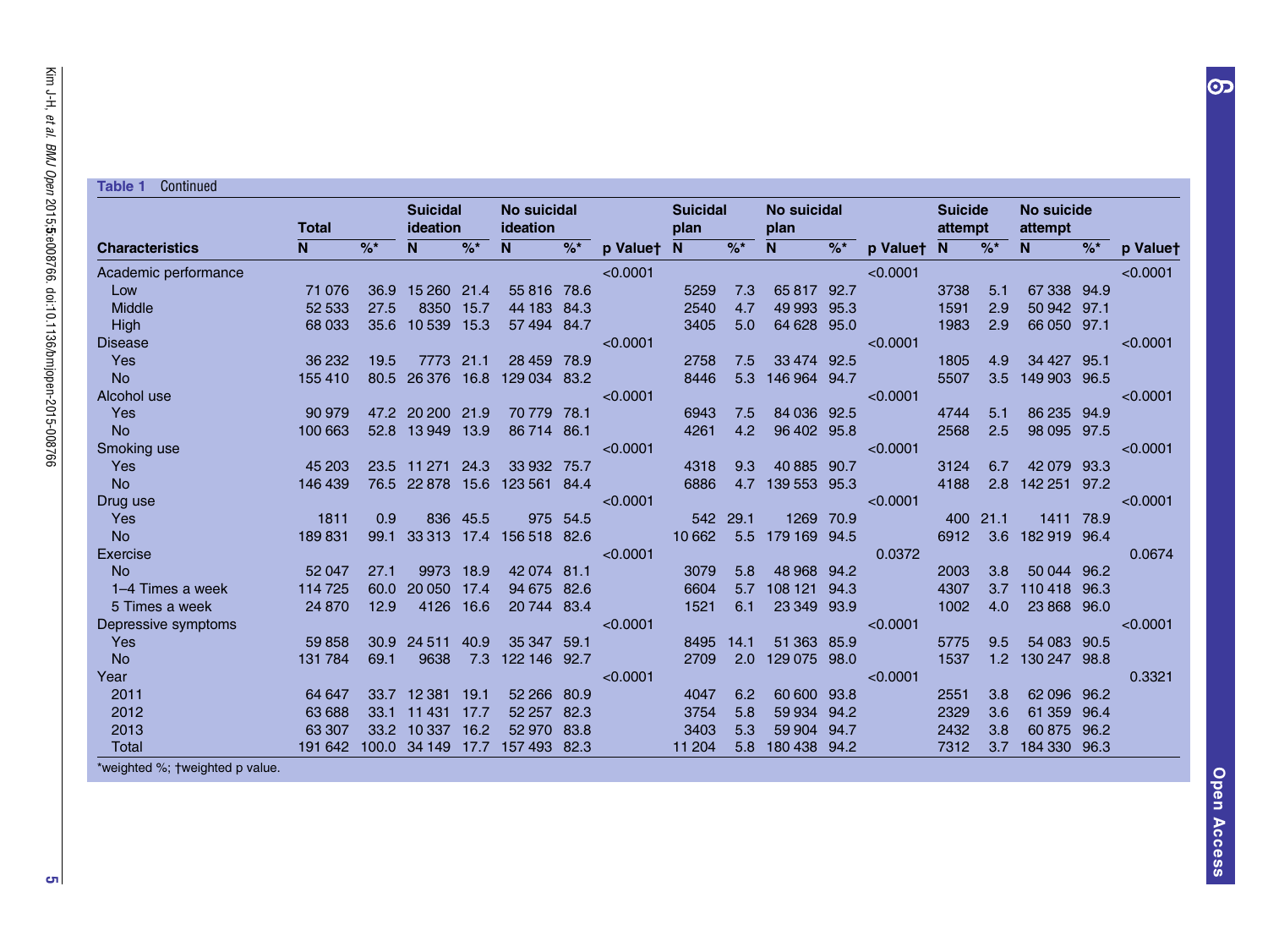**Table 1** Continued

| Characteristics | Total | | Suicidal ideation | | No suicidal ideation | | p Value† | Suicidal plan | | No suicidal plan | | p Value† | Suicide attempt | | No suicide attempt | | p Value† |
|---|---|---|---|---|---|---|---|---|---|---|---|---|---|---|---|---|---|
| | N | %* | N | %* | N | %* | | N | %* | N | %* | | N | %* | N | %* | |
| Academic performance | | | | | | | <0.0001 | | | | | <0.0001 | | | | | <0.0001 |
| Low | 71 076 | 36.9 | 15 260 | 21.4 | 55 816 | 78.6 | | 5259 | 7.3 | 65 817 | 92.7 | | 3738 | 5.1 | 67 338 | 94.9 | |
| Middle | 52 533 | 27.5 | 8350 | 15.7 | 44 183 | 84.3 | | 2540 | 4.7 | 49 993 | 95.3 | | 1591 | 2.9 | 50 942 | 97.1 | |
| High | 68 033 | 35.6 | 10 539 | 15.3 | 57 494 | 84.7 | | 3405 | 5.0 | 64 628 | 95.0 | | 1983 | 2.9 | 66 050 | 97.1 | |
| Disease | | | | | | | <0.0001 | | | | | <0.0001 | | | | | <0.0001 |
| Yes | 36 232 | 19.5 | 7773 | 21.1 | 28 459 | 78.9 | | 2758 | 7.5 | 33 474 | 92.5 | | 1805 | 4.9 | 34 427 | 95.1 | |
| No | 155 410 | 80.5 | 26 376 | 16.8 | 129 034 | 83.2 | | 8446 | 5.3 | 146 964 | 94.7 | | 5507 | 3.5 | 149 903 | 96.5 | |
| Alcohol use | | | | | | | <0.0001 | | | | | <0.0001 | | | | | <0.0001 |
| Yes | 90 979 | 47.2 | 20 200 | 21.9 | 70 779 | 78.1 | | 6943 | 7.5 | 84 036 | 92.5 | | 4744 | 5.1 | 86 235 | 94.9 | |
| No | 100 663 | 52.8 | 13 949 | 13.9 | 86 714 | 86.1 | | 4261 | 4.2 | 96 402 | 95.8 | | 2568 | 2.5 | 98 095 | 97.5 | |
| Smoking use | | | | | | | <0.0001 | | | | | <0.0001 | | | | | <0.0001 |
| Yes | 45 203 | 23.5 | 11 271 | 24.3 | 33 932 | 75.7 | | 4318 | 9.3 | 40 885 | 90.7 | | 3124 | 6.7 | 42 079 | 93.3 | |
| No | 146 439 | 76.5 | 22 878 | 15.6 | 123 561 | 84.4 | | 6886 | 4.7 | 139 553 | 95.3 | | 4188 | 2.8 | 142 251 | 97.2 | |
| Drug use | | | | | | | <0.0001 | | | | | <0.0001 | | | | | <0.0001 |
| Yes | 1811 | 0.9 | 836 | 45.5 | 975 | 54.5 | | 542 | 29.1 | 1269 | 70.9 | | 400 | 21.1 | 1411 | 78.9 | |
| No | 189 831 | 99.1 | 33 313 | 17.4 | 156 518 | 82.6 | | 10 662 | 5.5 | 179 169 | 94.5 | | 6912 | 3.6 | 182 919 | 96.4 | |
| Exercise | | | | | | | <0.0001 | | | | | 0.0372 | | | | | 0.0674 |
| No | 52 047 | 27.1 | 9973 | 18.9 | 42 074 | 81.1 | | 3079 | 5.8 | 48 968 | 94.2 | | 2003 | 3.8 | 50 044 | 96.2 | |
| 1–4 Times a week | 114 725 | 60.0 | 20 050 | 17.4 | 94 675 | 82.6 | | 6604 | 5.7 | 108 121 | 94.3 | | 4307 | 3.7 | 110 418 | 96.3 | |
| 5 Times a week | 24 870 | 12.9 | 4126 | 16.6 | 20 744 | 83.4 | | 1521 | 6.1 | 23 349 | 93.9 | | 1002 | 4.0 | 23 868 | 96.0 | |
| Depressive symptoms | | | | | | | <0.0001 | | | | | <0.0001 | | | | | <0.0001 |
| Yes | 59 858 | 30.9 | 24 511 | 40.9 | 35 347 | 59.1 | | 8495 | 14.1 | 51 363 | 85.9 | | 5775 | 9.5 | 54 083 | 90.5 | |
| No | 131 784 | 69.1 | 9638 | 7.3 | 122 146 | 92.7 | | 2709 | 2.0 | 129 075 | 98.0 | | 1537 | 1.2 | 130 247 | 98.8 | |
| Year | | | | | | | <0.0001 | | | | | <0.0001 | | | | | 0.3321 |
| 2011 | 64 647 | 33.7 | 12 381 | 19.1 | 52 266 | 80.9 | | 4047 | 6.2 | 60 600 | 93.8 | | 2551 | 3.8 | 62 096 | 96.2 | |
| 2012 | 63 688 | 33.1 | 11 431 | 17.7 | 52 257 | 82.3 | | 3754 | 5.8 | 59 934 | 94.2 | | 2329 | 3.6 | 61 359 | 96.4 | |
| 2013 | 63 307 | 33.2 | 10 337 | 16.2 | 52 970 | 83.8 | | 3403 | 5.3 | 59 904 | 94.7 | | 2432 | 3.8 | 60 875 | 96.2 | |
| Total | 191 642 | 100.0 | 34 149 | 17.7 | 157 493 | 82.3 | | 11 204 | 5.8 | 180 438 | 94.2 | | 7312 | 3.7 | 184 330 | 96.3 | |

*weighted %; †weighted p value.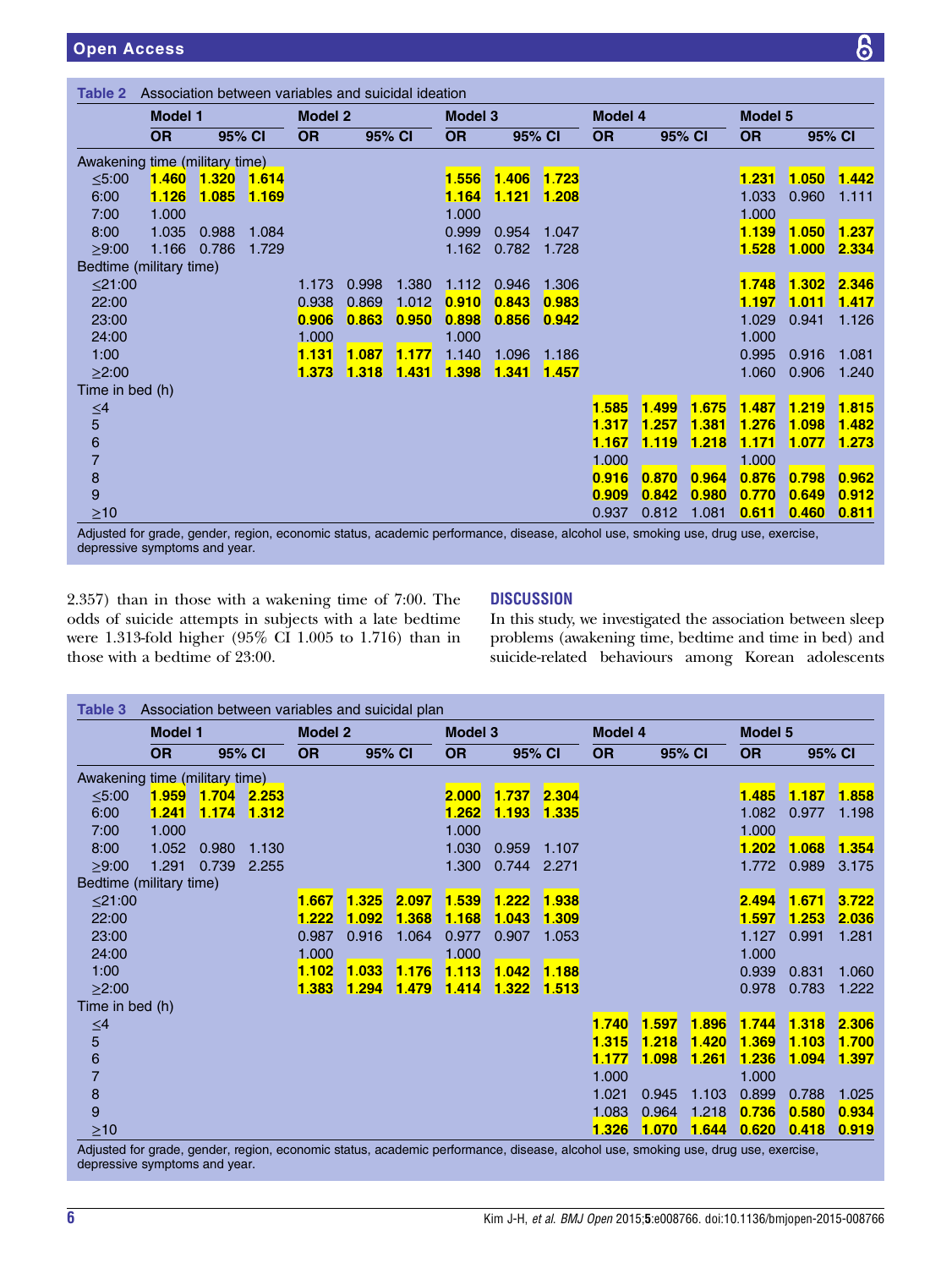**Table 2** Association between variables and suicidal ideation

| | Model 1 | | | Model 2 | | | Model 3 | | | Model 4 | | | Model 5 | | |
|---|---|---|---|---|---|---|---|---|---|---|---|---|---|---|---|
| | OR | 95% CI | | OR | 95% CI | | OR | 95% CI | | OR | 95% CI | | OR | 95% CI | |
| Awakening time (military time) | | | | | | | | | | | | | | | |
| ≤5:00 | **1.460** | **1.320** | **1.614** | | | | **1.556** | **1.406** | **1.723** | | | | **1.231** | **1.050** | **1.442** |
| 6:00 | **1.126** | **1.085** | **1.169** | | | | **1.164** | **1.121** | **1.208** | | | | 1.033 | 0.960 | 1.111 |
| 7:00 | 1.000 | | | | | | 1.000 | | | | | | 1.000 | | |
| 8:00 | 1.035 | 0.988 | 1.084 | | | | 0.999 | 0.954 | 1.047 | | | | **1.139** | **1.050** | **1.237** |
| ≥9:00 | 1.166 | 0.786 | 1.729 | | | | 1.162 | 0.782 | 1.728 | | | | **1.528** | **1.000** | **2.334** |
| Bedtime (military time) | | | | | | | | | | | | | | | |
| ≤21:00 | | | | 1.173 | 0.998 | 1.380 | 1.112 | 0.946 | 1.306 | | | | **1.748** | **1.302** | **2.346** |
| 22:00 | | | | 0.938 | 0.869 | 1.012 | **0.910** | **0.843** | **0.983** | | | | **1.197** | **1.011** | **1.417** |
| 23:00 | | | | **0.906** | **0.863** | **0.950** | **0.898** | **0.856** | **0.942** | | | | 1.029 | 0.941 | 1.126 |
| 24:00 | | | | 1.000 | | | 1.000 | | | | | | 1.000 | | |
| 1:00 | | | | **1.131** | **1.087** | **1.177** | 1.140 | 1.096 | 1.186 | | | | 0.995 | 0.916 | 1.081 |
| ≥2:00 | | | | **1.373** | **1.318** | **1.431** | **1.398** | **1.341** | **1.457** | | | | 1.060 | 0.906 | 1.240 |
| Time in bed (h) | | | | | | | | | | | | | | | |
| ≤4 | | | | | | | | | | **1.585** | **1.499** | **1.675** | **1.487** | **1.219** | **1.815** |
| 5 | | | | | | | | | | **1.317** | **1.257** | **1.381** | **1.276** | **1.098** | **1.482** |
| 6 | | | | | | | | | | **1.167** | **1.119** | **1.218** | **1.171** | **1.077** | **1.273** |
| 7 | | | | | | | | | | 1.000 | | | 1.000 | | |
| 8 | | | | | | | | | | **0.916** | **0.870** | **0.964** | **0.876** | **0.798** | **0.962** |
| 9 | | | | | | | | | | **0.909** | **0.842** | **0.980** | **0.770** | **0.649** | **0.912** |
| ≥10 | | | | | | | | | | 0.937 | 0.812 | 1.081 | **0.611** | **0.460** | **0.811** |

Adjusted for grade, gender, region, economic status, academic performance, disease, alcohol use, smoking use, drug use, exercise, depressive symptoms and year.

2.357) than in those with a wakening time of 7:00. The odds of suicide attempts in subjects with a late bedtime were 1.313-fold higher (95% CI 1.005 to 1.716) than in those with a bedtime of 23:00.

## DISCUSSION

In this study, we investigated the association between sleep problems (awakening time, bedtime and time in bed) and suicide-related behaviours among Korean adolescents

**Table 3** Association between variables and suicidal plan

| | Model 1 | | | Model 2 | | | Model 3 | | | Model 4 | | | Model 5 | | |
|---|---|---|---|---|---|---|---|---|---|---|---|---|---|---|---|
| | OR | 95% CI | | OR | 95% CI | | OR | 95% CI | | OR | 95% CI | | OR | 95% CI | |
| Awakening time (military time) | | | | | | | | | | | | | | | |
| ≤5:00 | **1.959** | **1.704** | **2.253** | | | | **2.000** | **1.737** | **2.304** | | | | **1.485** | **1.187** | **1.858** |
| 6:00 | **1.241** | **1.174** | **1.312** | | | | **1.262** | **1.193** | **1.335** | | | | 1.082 | 0.977 | 1.198 |
| 7:00 | 1.000 | | | | | | 1.000 | | | | | | 1.000 | | |
| 8:00 | 1.052 | 0.980 | 1.130 | | | | 1.030 | 0.959 | 1.107 | | | | **1.202** | **1.068** | **1.354** |
| ≥9:00 | 1.291 | 0.739 | 2.255 | | | | 1.300 | 0.744 | 2.271 | | | | 1.772 | 0.989 | 3.175 |
| Bedtime (military time) | | | | | | | | | | | | | | | |
| ≤21:00 | | | | **1.667** | **1.325** | **2.097** | **1.539** | **1.222** | **1.938** | | | | **2.494** | **1.671** | **3.722** |
| 22:00 | | | | **1.222** | **1.092** | **1.368** | **1.168** | **1.043** | **1.309** | | | | **1.597** | **1.253** | **2.036** |
| 23:00 | | | | 0.987 | 0.916 | 1.064 | 0.977 | 0.907 | 1.053 | | | | 1.127 | 0.991 | 1.281 |
| 24:00 | | | | 1.000 | | | 1.000 | | | | | | 1.000 | | |
| 1:00 | | | | **1.102** | **1.033** | **1.176** | **1.113** | **1.042** | **1.188** | | | | 0.939 | 0.831 | 1.060 |
| ≥2:00 | | | | **1.383** | **1.294** | **1.479** | **1.414** | **1.322** | **1.513** | | | | 0.978 | 0.783 | 1.222 |
| Time in bed (h) | | | | | | | | | | | | | | | |
| ≤4 | | | | | | | | | | **1.740** | **1.597** | **1.896** | **1.744** | **1.318** | **2.306** |
| 5 | | | | | | | | | | **1.315** | **1.218** | **1.420** | **1.369** | **1.103** | **1.700** |
| 6 | | | | | | | | | | **1.177** | **1.098** | **1.261** | **1.236** | **1.094** | **1.397** |
| 7 | | | | | | | | | | 1.000 | | | 1.000 | | |
| 8 | | | | | | | | | | 1.021 | 0.945 | 1.103 | 0.899 | 0.788 | 1.025 |
| 9 | | | | | | | | | | 1.083 | 0.964 | 1.218 | **0.736** | **0.580** | **0.934** |
| ≥10 | | | | | | | | | | **1.326** | **1.070** | **1.644** | **0.620** | **0.418** | **0.919** |

Adjusted for grade, gender, region, economic status, academic performance, disease, alcohol use, smoking use, drug use, exercise, depressive symptoms and year.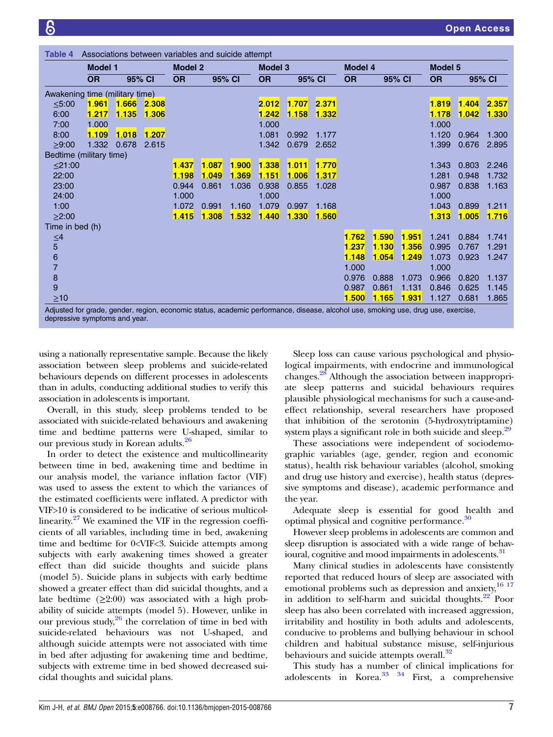**Table 4** Associations between variables and suicide attempt

| | Model 1 | | | Model 2 | | | Model 3 | | | Model 4 | | | Model 5 | | |
|---|---|---|---|---|---|---|---|---|---|---|---|---|---|---|---|
| | OR | 95% CI | | OR | 95% CI | | OR | 95% CI | | OR | 95% CI | | OR | 95% CI | |
| Awakening time (military time) | | | | | | | | | | | | | | | |
| ≤5:00 | **1.961** | **1.666** | **2.308** | | | | **2.012** | **1.707** | **2.371** | | | | **1.819** | **1.404** | **2.357** |
| 6:00 | **1.217** | **1.135** | **1.306** | | | | **1.242** | **1.158** | **1.332** | | | | **1.178** | **1.042** | **1.330** |
| 7:00 | 1.000 | | | | | | 1.000 | | | | | | 1.000 | | |
| 8:00 | **1.109** | **1.018** | **1.207** | | | | 1.081 | 0.992 | 1.177 | | | | 1.120 | 0.964 | 1.300 |
| ≥9:00 | 1.332 | 0.678 | 2.615 | | | | 1.342 | 0.679 | 2.652 | | | | 1.399 | 0.676 | 2.895 |
| Bedtime (military time) | | | | | | | | | | | | | | | |
| ≤21:00 | | | | **1.437** | **1.087** | **1.900** | **1.338** | **1.011** | **1.770** | | | | 1.343 | 0.803 | 2.246 |
| 22:00 | | | | **1.198** | **1.049** | **1.369** | **1.151** | **1.006** | **1.317** | | | | 1.281 | 0.948 | 1.732 |
| 23:00 | | | | 0.944 | 0.861 | 1.036 | 0.938 | 0.855 | 1.028 | | | | 0.987 | 0.838 | 1.163 |
| 24:00 | | | | 1.000 | | | 1.000 | | | | | | 1.000 | | |
| 1:00 | | | | 1.072 | 0.991 | 1.160 | 1.079 | 0.997 | 1.168 | | | | 1.043 | 0.899 | 1.211 |
| ≥2:00 | | | | **1.415** | **1.308** | **1.532** | **1.440** | **1.330** | **1.560** | | | | **1.313** | **1.005** | **1.716** |
| Time in bed (h) | | | | | | | | | | | | | | | |
| ≤4 | | | | | | | | | | **1.762** | **1.590** | **1.951** | 1.241 | 0.884 | 1.741 |
| 5 | | | | | | | | | | **1.237** | **1.130** | **1.356** | 0.995 | 0.767 | 1.291 |
| 6 | | | | | | | | | | **1.148** | **1.054** | **1.249** | 1.073 | 0.923 | 1.247 |
| 7 | | | | | | | | | | 1.000 | | | 1.000 | | |
| 8 | | | | | | | | | | 0.976 | 0.888 | 1.073 | 0.966 | 0.820 | 1.137 |
| 9 | | | | | | | | | | 0.987 | 0.861 | 1.131 | 0.846 | 0.625 | 1.145 |
| ≥10 | | | | | | | | | | **1.500** | **1.165** | **1.931** | 1.127 | 0.681 | 1.865 |

Adjusted for grade, gender, region, economic status, academic performance, disease, alcohol use, smoking use, drug use, exercise, depressive symptoms and year.

using a nationally representative sample. Because the likely association between sleep problems and suicide-related behaviours depends on different processes in adolescents than in adults, conducting additional studies to verify this association in adolescents is important.

Overall, in this study, sleep problems tended to be associated with suicide-related behaviours and awakening time and bedtime patterns were U-shaped, similar to our previous study in Korean adults.[26]

In order to detect the existence and multicollinearity between time in bed, awakening time and bedtime in our analysis model, the variance inflation factor (VIF) was used to assess the extent to which the variances of the estimated coefficients were inflated. A predictor with VIF>10 is considered to be indicative of serious multicollinearity.[27] We examined the VIF in the regression coefficients of all variables, including time in bed, awakening time and bedtime for 0<VIF<3. Suicide attempts among subjects with early awakening times showed a greater effect than did suicide thoughts and suicide plans (model 5). Suicide plans in subjects with early bedtime showed a greater effect than did suicidal thoughts, and a late bedtime (≥2:00) was associated with a high probability of suicide attempts (model 5). However, unlike in our previous study,[26] the correlation of time in bed with suicide-related behaviours was not U-shaped, and although suicide attempts were not associated with time in bed after adjusting for awakening time and bedtime, subjects with extreme time in bed showed decreased suicidal thoughts and suicidal plans.

Sleep loss can cause various psychological and physiological impairments, with endocrine and immunological changes.[28] Although the association between inappropriate sleep patterns and suicidal behaviours requires plausible physiological mechanisms for such a cause-and-effect relationship, several researchers have proposed that inhibition of the serotonin (5-hydroxytriptamine) system plays a significant role in both suicide and sleep.[29]

These associations were independent of sociodemographic variables (age, gender, region and economic status), health risk behaviour variables (alcohol, smoking and drug use history and exercise), health status (depressive symptoms and disease), academic performance and the year.

Adequate sleep is essential for good health and optimal physical and cognitive performance.[30]

However sleep problems in adolescents are common and sleep disruption is associated with a wide range of behavioural, cognitive and mood impairments in adolescents.[31]

Many clinical studies in adolescents have consistently reported that reduced hours of sleep are associated with emotional problems such as depression and anxiety,[16 17] in addition to self-harm and suicidal thoughts.[22] Poor sleep has also been correlated with increased aggression, irritability and hostility in both adults and adolescents, conducive to problems and bullying behaviour in school children and habitual substance misuse, self-injurious behaviours and suicide attempts overall.[32]

This study has a number of clinical implications for adolescents in Korea.[33 34] First, a comprehensive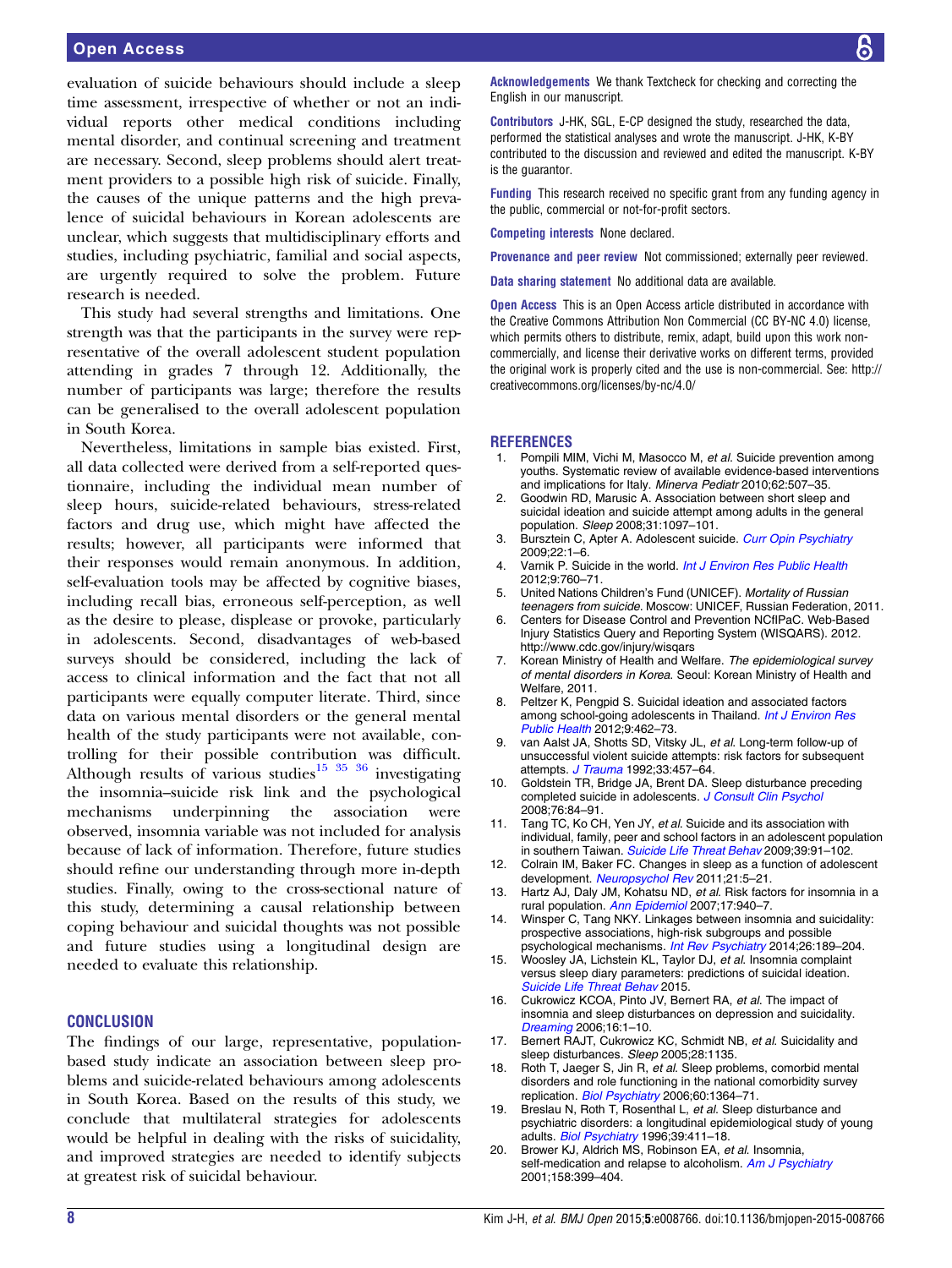evaluation of suicide behaviours should include a sleep time assessment, irrespective of whether or not an individual reports other medical conditions including mental disorder, and continual screening and treatment are necessary. Second, sleep problems should alert treatment providers to a possible high risk of suicide. Finally, the causes of the unique patterns and the high prevalence of suicidal behaviours in Korean adolescents are unclear, which suggests that multidisciplinary efforts and studies, including psychiatric, familial and social aspects, are urgently required to solve the problem. Future research is needed.

This study had several strengths and limitations. One strength was that the participants in the survey were representative of the overall adolescent student population attending in grades 7 through 12. Additionally, the number of participants was large; therefore the results can be generalised to the overall adolescent population in South Korea.

Nevertheless, limitations in sample bias existed. First, all data collected were derived from a self-reported questionnaire, including the individual mean number of sleep hours, suicide-related behaviours, stress-related factors and drug use, which might have affected the results; however, all participants were informed that their responses would remain anonymous. In addition, self-evaluation tools may be affected by cognitive biases, including recall bias, erroneous self-perception, as well as the desire to please, displease or provoke, particularly in adolescents. Second, disadvantages of web-based surveys should be considered, including the lack of access to clinical information and the fact that not all participants were equally computer literate. Third, since data on various mental disorders or the general mental health of the study participants were not available, controlling for their possible contribution was difficult. Although results of various studies[15 35 36] investigating the insomnia–suicide risk link and the psychological mechanisms underpinning the association were observed, insomnia variable was not included for analysis because of lack of information. Therefore, future studies should refine our understanding through more in-depth studies. Finally, owing to the cross-sectional nature of this study, determining a causal relationship between coping behaviour and suicidal thoughts was not possible and future studies using a longitudinal design are needed to evaluate this relationship.

## CONCLUSION

The findings of our large, representative, population-based study indicate an association between sleep problems and suicide-related behaviours among adolescents in South Korea. Based on the results of this study, we conclude that multilateral strategies for adolescents would be helpful in dealing with the risks of suicidality, and improved strategies are needed to identify subjects at greatest risk of suicidal behaviour.

**Acknowledgements** We thank Textcheck for checking and correcting the English in our manuscript.

**Contributors** J-HK, SGL, E-CP designed the study, researched the data, performed the statistical analyses and wrote the manuscript. J-HK, K-BY contributed to the discussion and reviewed and edited the manuscript. K-BY is the guarantor.

**Funding** This research received no specific grant from any funding agency in the public, commercial or not-for-profit sectors.

**Competing interests** None declared.

**Provenance and peer review** Not commissioned; externally peer reviewed.

**Data sharing statement** No additional data are available.

**Open Access** This is an Open Access article distributed in accordance with the Creative Commons Attribution Non Commercial (CC BY-NC 4.0) license, which permits others to distribute, remix, adapt, build upon this work non-commercially, and license their derivative works on different terms, provided the original work is properly cited and the use is non-commercial. See: http://creativecommons.org/licenses/by-nc/4.0/

## REFERENCES

1. Pompili MIM, Vichi M, Masocco M, *et al*. Suicide prevention among youths. Systematic review of available evidence-based interventions and implications for Italy. *Minerva Pediatr* 2010;62:507–35.
2. Goodwin RD, Marusic A. Association between short sleep and suicidal ideation and suicide attempt among adults in the general population. *Sleep* 2008;31:1097–101.
3. Bursztein C, Apter A. Adolescent suicide. *Curr Opin Psychiatry* 2009;22:1–6.
4. Varnik P. Suicide in the world. *Int J Environ Res Public Health* 2012;9:760–71.
5. United Nations Children's Fund (UNICEF). *Mortality of Russian teenagers from suicide*. Moscow: UNICEF, Russian Federation, 2011.
6. Centers for Disease Control and Prevention NCfIPaC. Web-Based Injury Statistics Query and Reporting System (WISQARS). 2012. http://www.cdc.gov/injury/wisqars
7. Korean Ministry of Health and Welfare. *The epidemiological survey of mental disorders in Korea*. Seoul: Korean Ministry of Health and Welfare, 2011.
8. Peltzer K, Pengpid S. Suicidal ideation and associated factors among school-going adolescents in Thailand. *Int J Environ Res Public Health* 2012;9:462–73.
9. van Aalst JA, Shotts SD, Vitsky JL, *et al*. Long-term follow-up of unsuccessful violent suicide attempts: risk factors for subsequent attempts. *J Trauma* 1992;33:457–64.
10. Goldstein TR, Bridge JA, Brent DA. Sleep disturbance preceding completed suicide in adolescents. *J Consult Clin Psychol* 2008;76:84–91.
11. Tang TC, Ko CH, Yen JY, *et al*. Suicide and its association with individual, family, peer and school factors in an adolescent population in southern Taiwan. *Suicide Life Threat Behav* 2009;39:91–102.
12. Colrain IM, Baker FC. Changes in sleep as a function of adolescent development. *Neuropsychol Rev* 2011;21:5–21.
13. Hartz AJ, Daly JM, Kohatsu ND, *et al*. Risk factors for insomnia in a rural population. *Ann Epidemiol* 2007;17:940–7.
14. Winsper C, Tang NKY. Linkages between insomnia and suicidality: prospective associations, high-risk subgroups and possible psychological mechanisms. *Int Rev Psychiatry* 2014;26:189–204.
15. Woosley JA, Lichstein KL, Taylor DJ, *et al*. Insomnia complaint versus sleep diary parameters: predictions of suicidal ideation. *Suicide Life Threat Behav* 2015.
16. Cukrowicz KCOA, Pinto JV, Bernert RA, *et al*. The impact of insomnia and sleep disturbances on depression and suicidality. *Dreaming* 2006;16:1–10.
17. Bernert RAJT, Cukrowicz KC, Schmidt NB, *et al*. Suicidality and sleep disturbances. *Sleep* 2005;28:1135.
18. Roth T, Jaeger S, Jin R, *et al*. Sleep problems, comorbid mental disorders and role functioning in the national comorbidity survey replication. *Biol Psychiatry* 2006;60:1364–71.
19. Breslau N, Roth T, Rosenthal L, *et al*. Sleep disturbance and psychiatric disorders: a longitudinal epidemiological study of young adults. *Biol Psychiatry* 1996;39:411–18.
20. Brower KJ, Aldrich MS, Robinson EA, *et al*. Insomnia, self-medication and relapse to alcoholism. *Am J Psychiatry* 2001;158:399–404.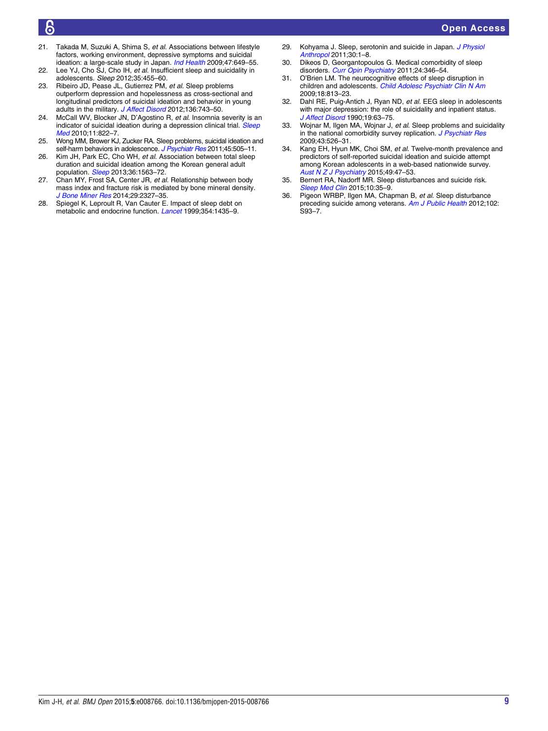21. Takada M, Suzuki A, Shima S, *et al*. Associations between lifestyle factors, working environment, depressive symptoms and suicidal ideation: a large-scale study in Japan. *Ind Health* 2009;47:649–55.
22. Lee YJ, Cho SJ, Cho IH, *et al*. Insufficient sleep and suicidality in adolescents. *Sleep* 2012;35:455–60.
23. Ribeiro JD, Pease JL, Gutierrez PM, *et al*. Sleep problems outperform depression and hopelessness as cross-sectional and longitudinal predictors of suicidal ideation and behavior in young adults in the military. *J Affect Disord* 2012;136:743–50.
24. McCall WV, Blocker JN, D'Agostino R, *et al*. Insomnia severity is an indicator of suicidal ideation during a depression clinical trial. *Sleep Med* 2010;11:822–7.
25. Wong MM, Brower KJ, Zucker RA. Sleep problems, suicidal ideation and self-harm behaviors in adolescence. *J Psychiatr Res* 2011;45:505–11.
26. Kim JH, Park EC, Cho WH, *et al*. Association between total sleep duration and suicidal ideation among the Korean general adult population. *Sleep* 2013;36:1563–72.
27. Chan MY, Frost SA, Center JR, *et al*. Relationship between body mass index and fracture risk is mediated by bone mineral density. *J Bone Miner Res* 2014;29:2327–35.
28. Spiegel K, Leproult R, Van Cauter E. Impact of sleep debt on metabolic and endocrine function. *Lancet* 1999;354:1435–9.
29. Kohyama J. Sleep, serotonin and suicide in Japan. *J Physiol Anthropol* 2011;30:1–8.
30. Dikeos D, Georgantopoulos G. Medical comorbidity of sleep disorders. *Curr Opin Psychiatry* 2011;24:346–54.
31. O'Brien LM. The neurocognitive effects of sleep disruption in children and adolescents. *Child Adolesc Psychiatr Clin N Am* 2009;18:813–23.
32. Dahl RE, Puig-Antich J, Ryan ND, *et al*. EEG sleep in adolescents with major depression: the role of suicidality and inpatient status. *J Affect Disord* 1990;19:63–75.
33. Wojnar M, Ilgen MA, Wojnar J, *et al*. Sleep problems and suicidality in the national comorbidity survey replication. *J Psychiatr Res* 2009;43:526–31.
34. Kang EH, Hyun MK, Choi SM, *et al*. Twelve-month prevalence and predictors of self-reported suicidal ideation and suicide attempt among Korean adolescents in a web-based nationwide survey. *Aust N Z J Psychiatry* 2015;49:47–53.
35. Bernert RA, Nadorff MR. Sleep disturbances and suicide risk. *Sleep Med Clin* 2015;10:35–9.
36. Pigeon WRBP, Ilgen MA, Chapman B, *et al*. Sleep disturbance preceding suicide among veterans. *Am J Public Health* 2012;102:S93–7.